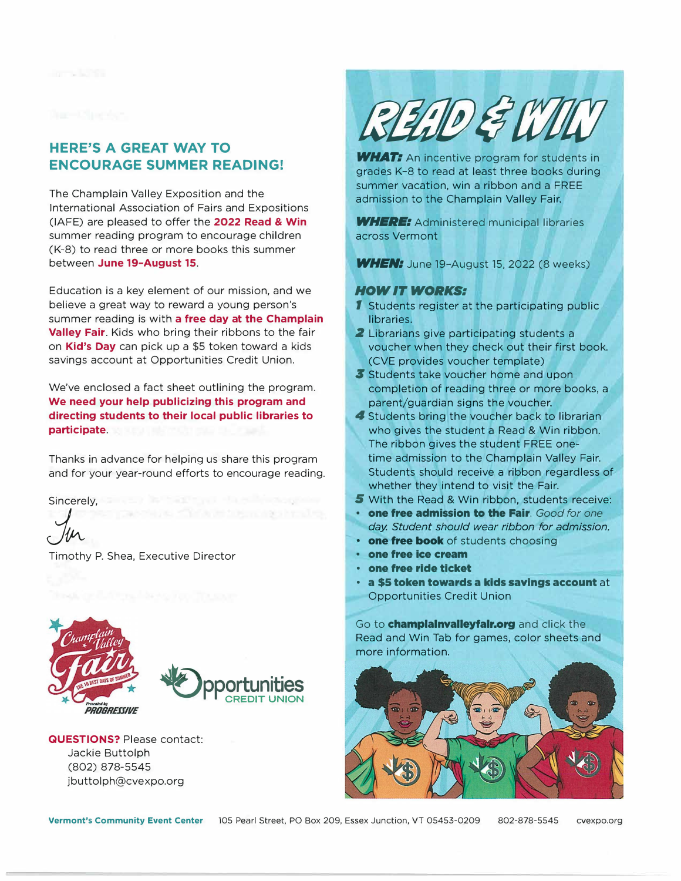## HERE'S A GREAT WAY TO ENCOURAGE SUMMER READING!

The Champlain Valley Exposition and the International Association of Fairs and Expositions (IAFE) are pleased to offer the **2022 Read & Win** summer reading program to encourage children (K-8) to read three or more books this summer between **June 19–August 15**.

Education is a key element of our mission, and we believe a great way to reward a young person's summer reading is with **a free day at the Champlain Valley Fair**. Kids who bring their ribbons to the fair on **Kid's Day** can pick up a $5 token toward a kids savings account at Opportunities Credit Union.

We've enclosed a fact sheet outlining the program. **We need your help publicizing this program and directing students to their local public libraries to participate.**

Thanks in advance for helping us share this program and for your year-round efforts to encourage reading.

Sincerely,

Timothy P. Shea, Executive Director

**QUESTIONS?** Please contact:
Jackie Buttolph
(802) 878-5545
jbuttolph@cvexpo.org

# READ & WIN

***WHAT:*** An incentive program for students in grades K–8 to read at least three books during summer vacation, win a ribbon and a FREE admission to the Champlain Valley Fair.

***WHERE:*** Administered municipal libraries across Vermont

***WHEN:*** June 19–August 15, 2022 (8 weeks)

### HOW IT WORKS:

1. Students register at the participating public libraries.
2. Librarians give participating students a voucher when they check out their first book. (CVE provides voucher template)
3. Students take voucher home and upon completion of reading three or more books, a parent/guardian signs the voucher.
4. Students bring the voucher back to librarian who gives the student a Read & Win ribbon. The ribbon gives the student FREE one-time admission to the Champlain Valley Fair. Students should receive a ribbon regardless of whether they intend to visit the Fair.
5. With the Read & Win ribbon, students receive:
   - **one free admission to the Fair**. *Good for one day. Student should wear ribbon for admission.*
   - **one free book** of students choosing
   - **one free ice cream**
   - **one free ride ticket**
   - **a $5 token towards a kids savings account** at Opportunities Credit Union

Go to **champlainvalleyfair.org** and click the Read and Win Tab for games, color sheets and more information.

Vermont's Community Event Center 105 Pearl Street, PO Box 209, Essex Junction, VT 05453-0209 802-878-5545 cvexpo.org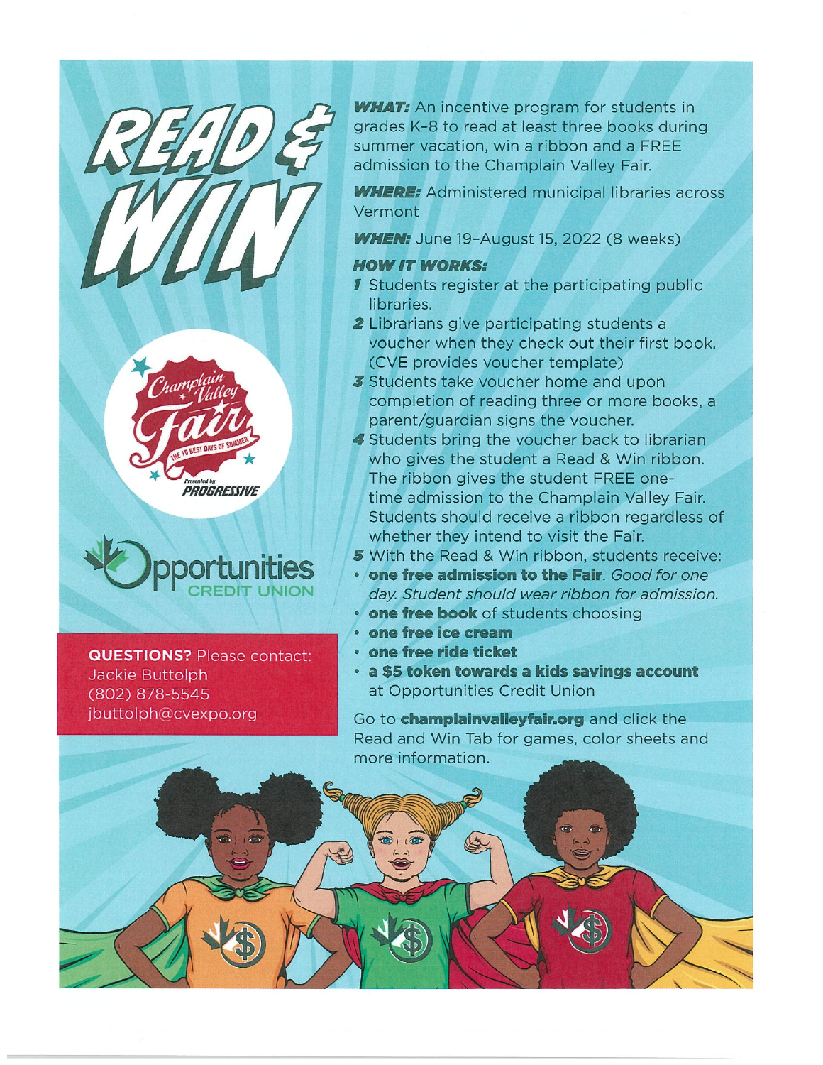# READ & WIN

Champlain Valley Fair
THE 10 BEST DAYS OF SUMMER
Presented by PROGRESSIVE

Opportunities CREDIT UNION

**QUESTIONS?** Please contact:
Jackie Buttolph
(802) 878-5545
jbuttolph@cvexpo.org

***WHAT:*** An incentive program for students in grades K-8 to read at least three books during summer vacation, win a ribbon and a FREE admission to the Champlain Valley Fair.

***WHERE:*** Administered municipal libraries across Vermont

***WHEN:*** June 19–August 15, 2022 (8 weeks)

***HOW IT WORKS:***

1. Students register at the participating public libraries.
2. Librarians give participating students a voucher when they check out their first book. (CVE provides voucher template)
3. Students take voucher home and upon completion of reading three or more books, a parent/guardian signs the voucher.
4. Students bring the voucher back to librarian who gives the student a Read & Win ribbon. The ribbon gives the student FREE one-time admission to the Champlain Valley Fair. Students should receive a ribbon regardless of whether they intend to visit the Fair.
5. With the Read & Win ribbon, students receive:
   - **one free admission to the Fair**. *Good for one day. Student should wear ribbon for admission.*
   - **one free book** of students choosing
   - **one free ice cream**
   - **one free ride ticket**
   - **a $5 token towards a kids savings account** at Opportunities Credit Union

Go to **champlainvalleyfair.org** and click the Read and Win Tab for games, color sheets and more information.